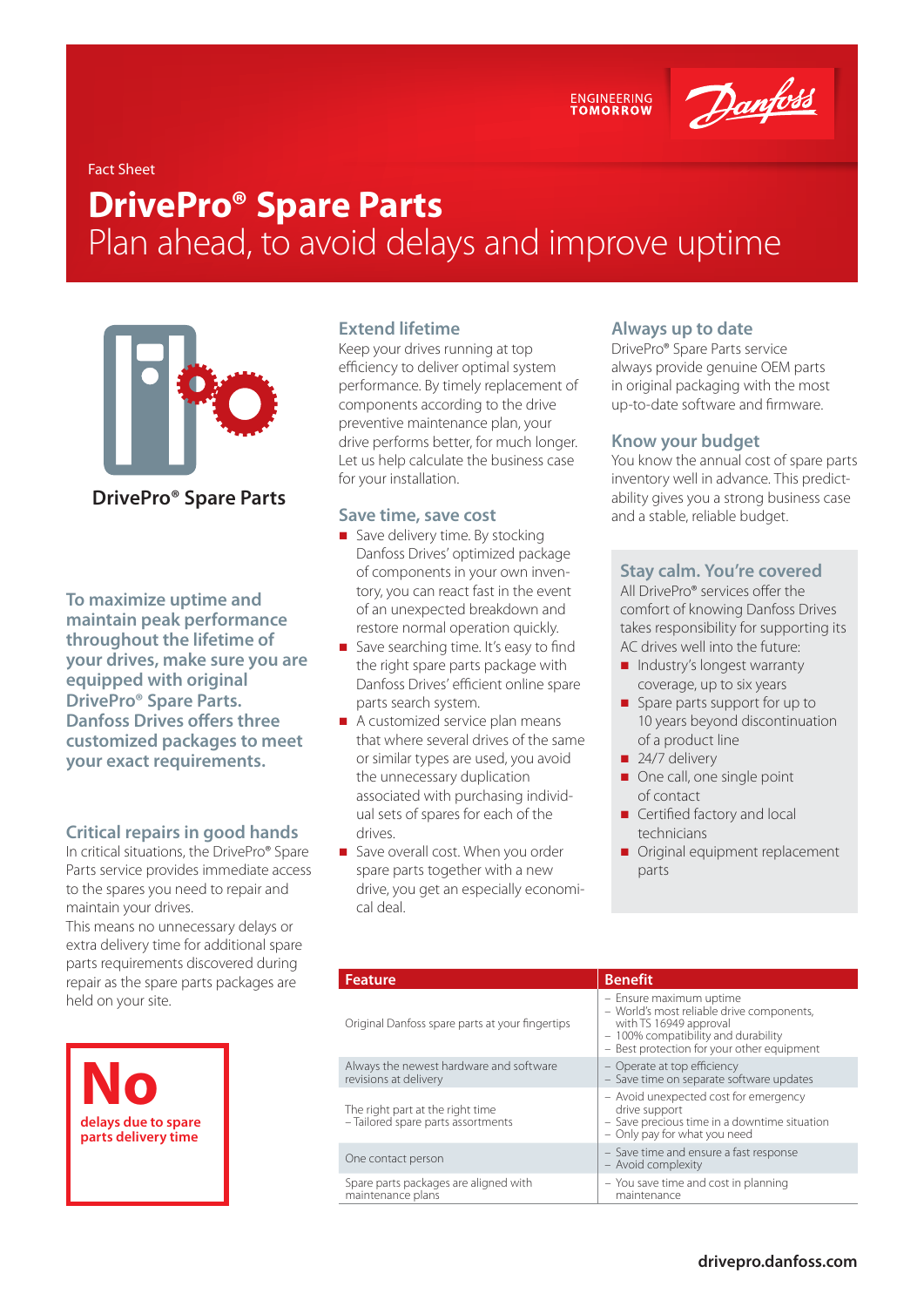ENGINEERING TOMORROW

Fact Sheet

# DrivePro® Spare Parts

## Plan ahead, to avoid delays and improve uptime

DrivePro® Spare Parts

**To maximize uptime and maintain peak performance throughout the lifetime of your drives, make sure you are equipped with original DrivePro® Spare Parts. Danfoss Drives offers three customized packages to meet your exact requirements.**

### Critical repairs in good hands

In critical situations, the DrivePro® Spare Parts service provides immediate access to the spares you need to repair and maintain your drives.
This means no unnecessary delays or extra delivery time for additional spare parts requirements discovered during repair as the spare parts packages are held on your site.

**No**
**delays due to spare parts delivery time**

### Extend lifetime

Keep your drives running at top efficiency to deliver optimal system performance. By timely replacement of components according to the drive preventive maintenance plan, your drive performs better, for much longer. Let us help calculate the business case for your installation.

### Save time, save cost

- Save delivery time. By stocking Danfoss Drives' optimized package of components in your own inventory, you can react fast in the event of an unexpected breakdown and restore normal operation quickly.
- Save searching time. It's easy to find the right spare parts package with Danfoss Drives' efficient online spare parts search system.
- A customized service plan means that where several drives of the same or similar types are used, you avoid the unnecessary duplication associated with purchasing individual sets of spares for each of the drives.
- Save overall cost. When you order spare parts together with a new drive, you get an especially economical deal.

### Always up to date

DrivePro® Spare Parts service always provide genuine OEM parts in original packaging with the most up-to-date software and firmware.

### Know your budget

You know the annual cost of spare parts inventory well in advance. This predictability gives you a strong business case and a stable, reliable budget.

### Stay calm. You're covered

All DrivePro® services offer the comfort of knowing Danfoss Drives takes responsibility for supporting its AC drives well into the future:

- Industry's longest warranty coverage, up to six years
- Spare parts support for up to 10 years beyond discontinuation of a product line
- 24/7 delivery
- One call, one single point of contact
- Certified factory and local technicians
- Original equipment replacement parts

| Feature | Benefit |
|---|---|
| Original Danfoss spare parts at your fingertips | – Ensure maximum uptime<br>– World's most reliable drive components, with TS 16949 approval<br>– 100% compatibility and durability<br>– Best protection for your other equipment |
| Always the newest hardware and software revisions at delivery | – Operate at top efficiency<br>– Save time on separate software updates |
| The right part at the right time<br>– Tailored spare parts assortments | – Avoid unexpected cost for emergency drive support<br>– Save precious time in a downtime situation<br>– Only pay for what you need |
| One contact person | – Save time and ensure a fast response<br>– Avoid complexity |
| Spare parts packages are aligned with maintenance plans | – You save time and cost in planning maintenance |

**drivepro.danfoss.com**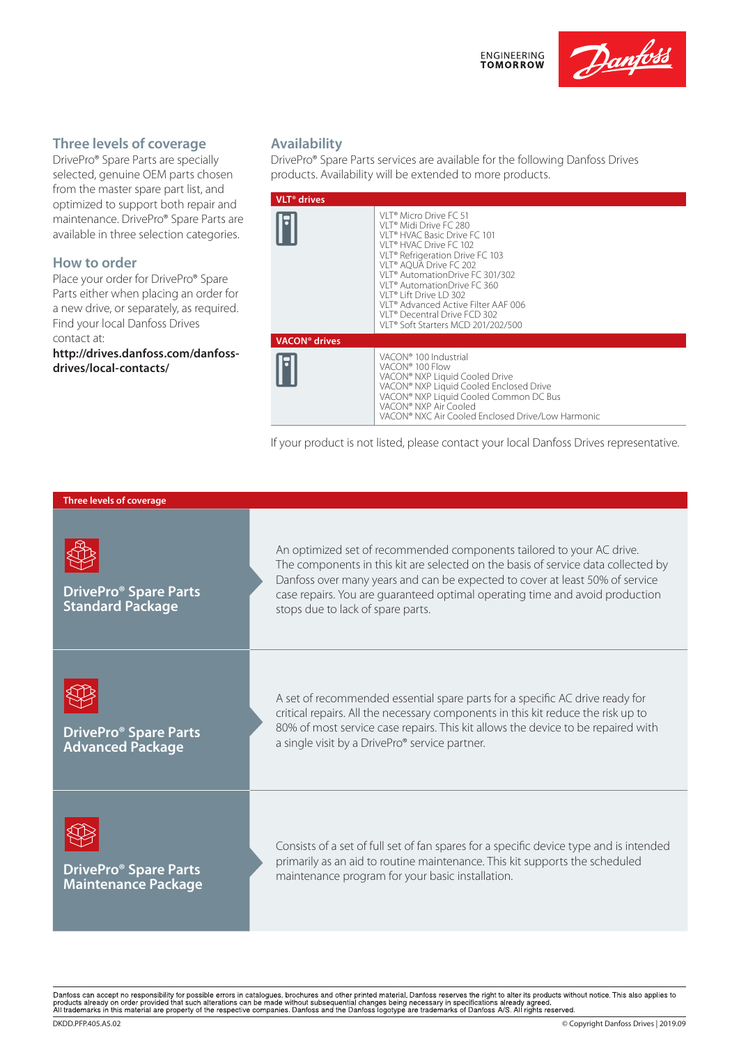## Three levels of coverage

DrivePro® Spare Parts are specially selected, genuine OEM parts chosen from the master spare part list, and optimized to support both repair and maintenance. DrivePro® Spare Parts are available in three selection categories.

## How to order

Place your order for DrivePro® Spare Parts either when placing an order for a new drive, or separately, as required. Find your local Danfoss Drives contact at:

**http://drives.danfoss.com/danfoss-drives/local-contacts/**

## Availability

DrivePro® Spare Parts services are available for the following Danfoss Drives products. Availability will be extended to more products.

| VLT® drives | |
|---|---|
| | VLT® Micro Drive FC 51<br>VLT® Midi Drive FC 280<br>VLT® HVAC Basic Drive FC 101<br>VLT® HVAC Drive FC 102<br>VLT® Refrigeration Drive FC 103<br>VLT® AQUA Drive FC 202<br>VLT® AutomationDrive FC 301/302<br>VLT® AutomationDrive FC 360<br>VLT® Lift Drive LD 302<br>VLT® Advanced Active Filter AAF 006<br>VLT® Decentral Drive FCD 302<br>VLT® Soft Starters MCD 201/202/500 |
| **VACON® drives** | |
| | VACON® 100 Industrial<br>VACON® 100 Flow<br>VACON® NXP Liquid Cooled Drive<br>VACON® NXP Liquid Cooled Enclosed Drive<br>VACON® NXP Liquid Cooled Common DC Bus<br>VACON® NXP Air Cooled<br>VACON® NXC Air Cooled Enclosed Drive/Low Harmonic |

If your product is not listed, please contact your local Danfoss Drives representative.

| Three levels of coverage | |
|---|---|
| **DrivePro® Spare Parts Standard Package** | An optimized set of recommended components tailored to your AC drive. The components in this kit are selected on the basis of service data collected by Danfoss over many years and can be expected to cover at least 50% of service case repairs. You are guaranteed optimal operating time and avoid production stops due to lack of spare parts. |
| **DrivePro® Spare Parts Advanced Package** | A set of recommended essential spare parts for a specific AC drive ready for critical repairs. All the necessary components in this kit reduce the risk up to 80% of most service case repairs. This kit allows the device to be repaired with a single visit by a DrivePro® service partner. |
| **DrivePro® Spare Parts Maintenance Package** | Consists of a set of full set of fan spares for a specific device type and is intended primarily as an aid to routine maintenance. This kit supports the scheduled maintenance program for your basic installation. |

Danfoss can accept no responsibility for possible errors in catalogues, brochures and other printed material. Danfoss reserves the right to alter its products without notice. This also applies to products already on order provided that such alterations can be made without subsequential changes being necessary in specifications already agreed. All trademarks in this material are property of the respective companies. Danfoss and the Danfoss logotype are trademarks of Danfoss A/S. All rights reserved.

DKDD.PFP.405.A5.02 © Copyright Danfoss Drives | 2019.09